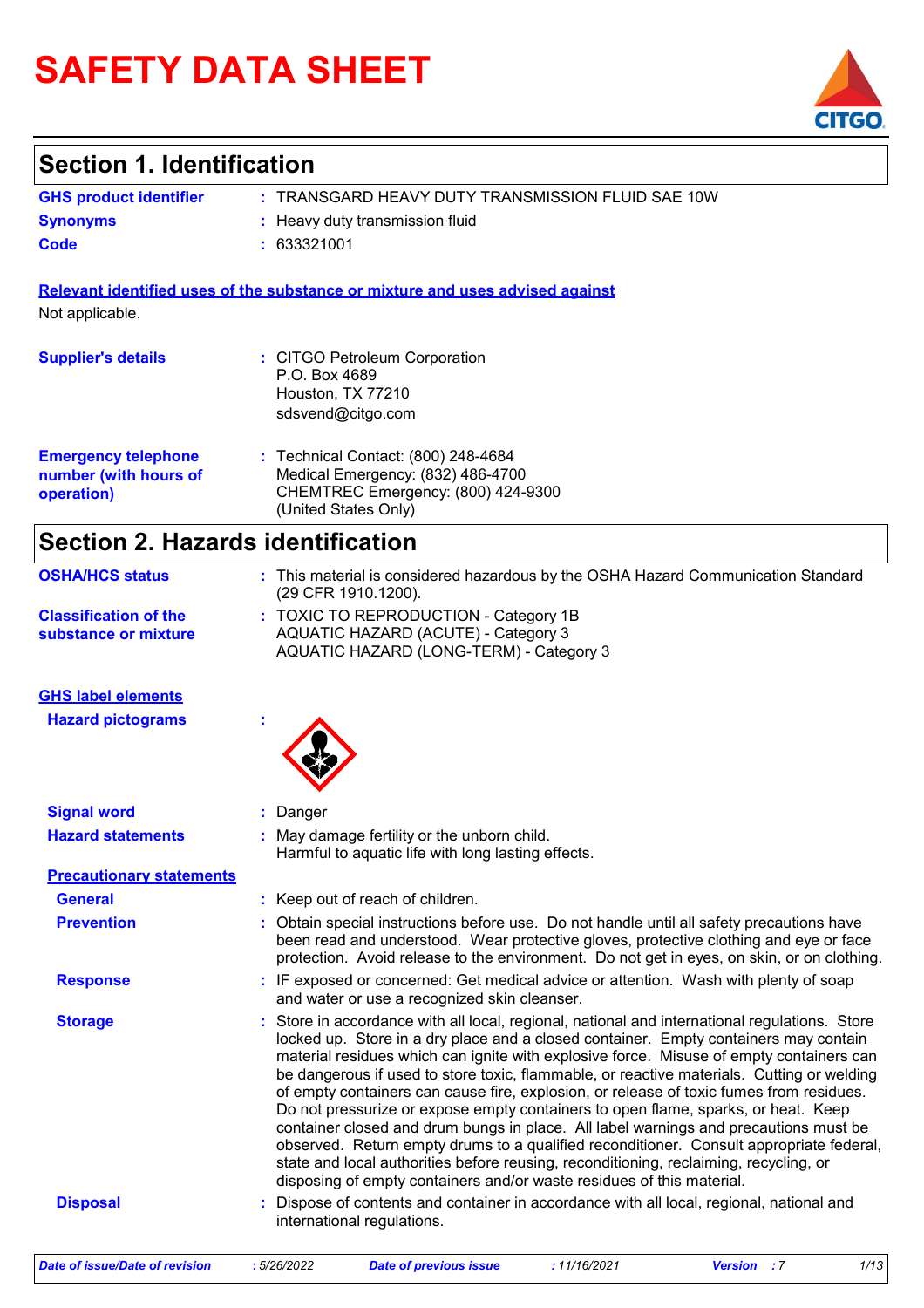# SAFETY DATA SHEET

## Section 1. Identification

**GHS product identifier** : TRANSGARD HEAVY DUTY TRANSMISSION FLUID SAE 10W

**Synonyms** : Heavy duty transmission fluid

**Code** : 633321001

**Relevant identified uses of the substance or mixture and uses advised against**

Not applicable.

**Supplier's details** : CITGO Petroleum Corporation
P.O. Box 4689
Houston, TX 77210
sdsvend@citgo.com

**Emergency telephone number (with hours of operation)** : Technical Contact: (800) 248-4684
Medical Emergency: (832) 486-4700
CHEMTREC Emergency: (800) 424-9300
(United States Only)

## Section 2. Hazards identification

**OSHA/HCS status** : This material is considered hazardous by the OSHA Hazard Communication Standard (29 CFR 1910.1200).

**Classification of the substance or mixture** : TOXIC TO REPRODUCTION - Category 1B
AQUATIC HAZARD (ACUTE) - Category 3
AQUATIC HAZARD (LONG-TERM) - Category 3

**GHS label elements**

**Hazard pictograms** :

**Signal word** : Danger

**Hazard statements** : May damage fertility or the unborn child.
Harmful to aquatic life with long lasting effects.

**Precautionary statements**

**General** : Keep out of reach of children.

**Prevention** : Obtain special instructions before use. Do not handle until all safety precautions have been read and understood. Wear protective gloves, protective clothing and eye or face protection. Avoid release to the environment. Do not get in eyes, on skin, or on clothing.

**Response** : IF exposed or concerned: Get medical advice or attention. Wash with plenty of soap and water or use a recognized skin cleanser.

**Storage** : Store in accordance with all local, regional, national and international regulations. Store locked up. Store in a dry place and a closed container. Empty containers may contain material residues which can ignite with explosive force. Misuse of empty containers can be dangerous if used to store toxic, flammable, or reactive materials. Cutting or welding of empty containers can cause fire, explosion, or release of toxic fumes from residues. Do not pressurize or expose empty containers to open flame, sparks, or heat. Keep container closed and drum bungs in place. All label warnings and precautions must be observed. Return empty drums to a qualified reconditioner. Consult appropriate federal, state and local authorities before reusing, reconditioning, reclaiming, recycling, or disposing of empty containers and/or waste residues of this material.

**Disposal** : Dispose of contents and container in accordance with all local, regional, national and international regulations.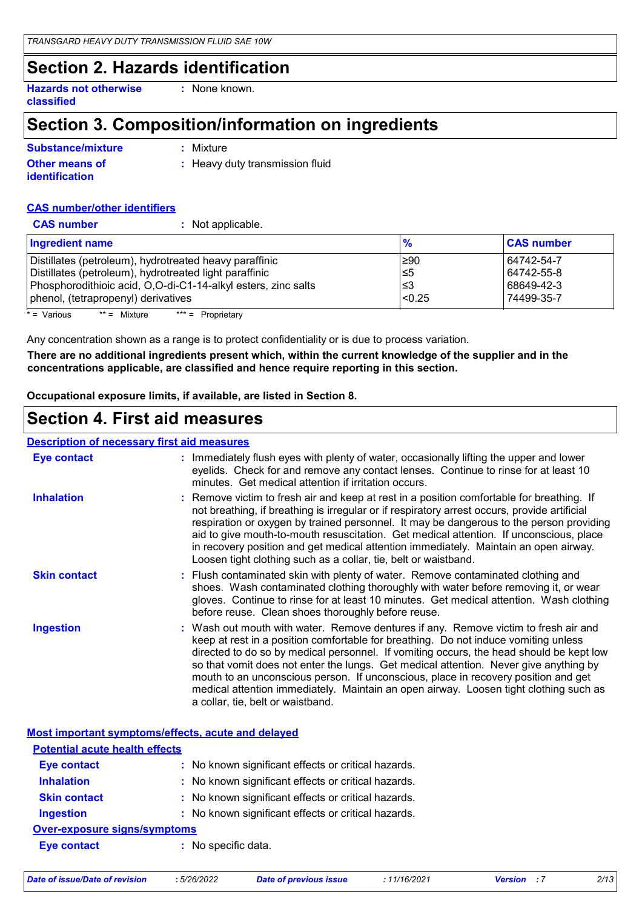## Section 2. Hazards identification

**Hazards not otherwise classified** : None known.

## Section 3. Composition/information on ingredients

**Substance/mixture** : Mixture

**Other means of identification** : Heavy duty transmission fluid

**CAS number/other identifiers**

**CAS number** : Not applicable.

| Ingredient name | % | CAS number |
|---|---|---|
| Distillates (petroleum), hydrotreated heavy paraffinic | ≥90 | 64742-54-7 |
| Distillates (petroleum), hydrotreated light paraffinic | ≤5 | 64742-55-8 |
| Phosphorodithioic acid, O,O-di-C1-14-alkyl esters, zinc salts | ≤3 | 68649-42-3 |
| phenol, (tetrapropenyl) derivatives | <0.25 | 74499-35-7 |

* = Various ** = Mixture *** = Proprietary

Any concentration shown as a range is to protect confidentiality or is due to process variation.

**There are no additional ingredients present which, within the current knowledge of the supplier and in the concentrations applicable, are classified and hence require reporting in this section.**

**Occupational exposure limits, if available, are listed in Section 8.**

## Section 4. First aid measures

**Description of necessary first aid measures**

**Eye contact** : Immediately flush eyes with plenty of water, occasionally lifting the upper and lower eyelids. Check for and remove any contact lenses. Continue to rinse for at least 10 minutes. Get medical attention if irritation occurs.

**Inhalation** : Remove victim to fresh air and keep at rest in a position comfortable for breathing. If not breathing, if breathing is irregular or if respiratory arrest occurs, provide artificial respiration or oxygen by trained personnel. It may be dangerous to the person providing aid to give mouth-to-mouth resuscitation. Get medical attention. If unconscious, place in recovery position and get medical attention immediately. Maintain an open airway. Loosen tight clothing such as a collar, tie, belt or waistband.

**Skin contact** : Flush contaminated skin with plenty of water. Remove contaminated clothing and shoes. Wash contaminated clothing thoroughly with water before removing it, or wear gloves. Continue to rinse for at least 10 minutes. Get medical attention. Wash clothing before reuse. Clean shoes thoroughly before reuse.

**Ingestion** : Wash out mouth with water. Remove dentures if any. Remove victim to fresh air and keep at rest in a position comfortable for breathing. Do not induce vomiting unless directed to do so by medical personnel. If vomiting occurs, the head should be kept low so that vomit does not enter the lungs. Get medical attention. Never give anything by mouth to an unconscious person. If unconscious, place in recovery position and get medical attention immediately. Maintain an open airway. Loosen tight clothing such as a collar, tie, belt or waistband.

**Most important symptoms/effects, acute and delayed**

**Potential acute health effects**

**Eye contact** : No known significant effects or critical hazards.

**Inhalation** : No known significant effects or critical hazards.

**Skin contact** : No known significant effects or critical hazards.

**Ingestion** : No known significant effects or critical hazards.

**Over-exposure signs/symptoms**

**Eye contact** : No specific data.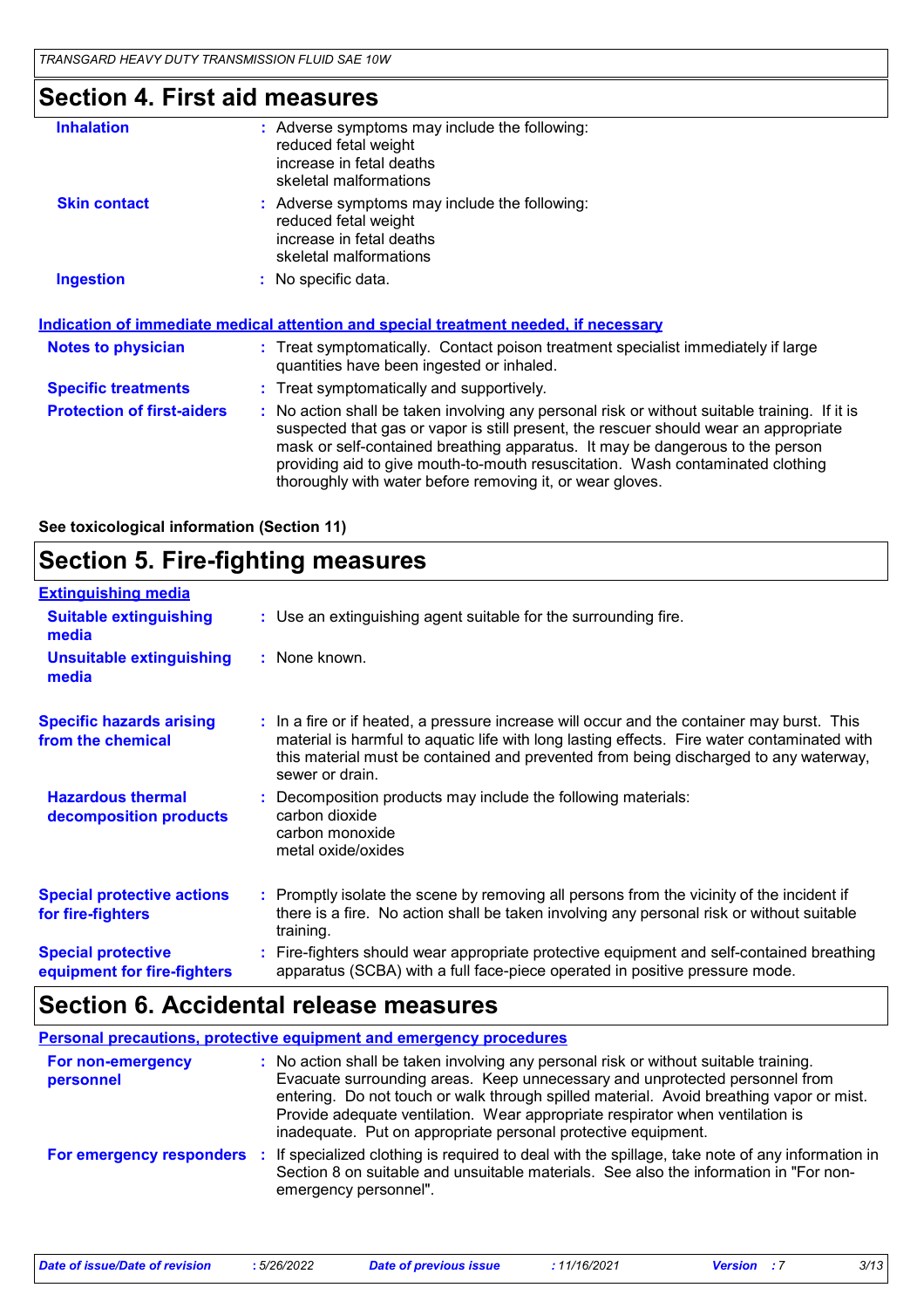## Section 4. First aid measures

| | |
|---|---|
| **Inhalation** | : Adverse symptoms may include the following:<br>reduced fetal weight<br>increase in fetal deaths<br>skeletal malformations |
| **Skin contact** | : Adverse symptoms may include the following:<br>reduced fetal weight<br>increase in fetal deaths<br>skeletal malformations |
| **Ingestion** | : No specific data. |

**Indication of immediate medical attention and special treatment needed, if necessary**

| | |
|---|---|
| **Notes to physician** | : Treat symptomatically. Contact poison treatment specialist immediately if large quantities have been ingested or inhaled. |
| **Specific treatments** | : Treat symptomatically and supportively. |
| **Protection of first-aiders** | : No action shall be taken involving any personal risk or without suitable training. If it is suspected that gas or vapor is still present, the rescuer should wear an appropriate mask or self-contained breathing apparatus. It may be dangerous to the person providing aid to give mouth-to-mouth resuscitation. Wash contaminated clothing thoroughly with water before removing it, or wear gloves. |

**See toxicological information (Section 11)**

## Section 5. Fire-fighting measures

**Extinguishing media**

| | |
|---|---|
| **Suitable extinguishing media** | : Use an extinguishing agent suitable for the surrounding fire. |
| **Unsuitable extinguishing media** | : None known. |
| **Specific hazards arising from the chemical** | : In a fire or if heated, a pressure increase will occur and the container may burst. This material is harmful to aquatic life with long lasting effects. Fire water contaminated with this material must be contained and prevented from being discharged to any waterway, sewer or drain. |
| **Hazardous thermal decomposition products** | : Decomposition products may include the following materials:<br>carbon dioxide<br>carbon monoxide<br>metal oxide/oxides |
| **Special protective actions for fire-fighters** | : Promptly isolate the scene by removing all persons from the vicinity of the incident if there is a fire. No action shall be taken involving any personal risk or without suitable training. |
| **Special protective equipment for fire-fighters** | : Fire-fighters should wear appropriate protective equipment and self-contained breathing apparatus (SCBA) with a full face-piece operated in positive pressure mode. |

## Section 6. Accidental release measures

**Personal precautions, protective equipment and emergency procedures**

| | |
|---|---|
| **For non-emergency personnel** | : No action shall be taken involving any personal risk or without suitable training. Evacuate surrounding areas. Keep unnecessary and unprotected personnel from entering. Do not touch or walk through spilled material. Avoid breathing vapor or mist. Provide adequate ventilation. Wear appropriate respirator when ventilation is inadequate. Put on appropriate personal protective equipment. |
| **For emergency responders** | : If specialized clothing is required to deal with the spillage, take note of any information in Section 8 on suitable and unsuitable materials. See also the information in "For non-emergency personnel". |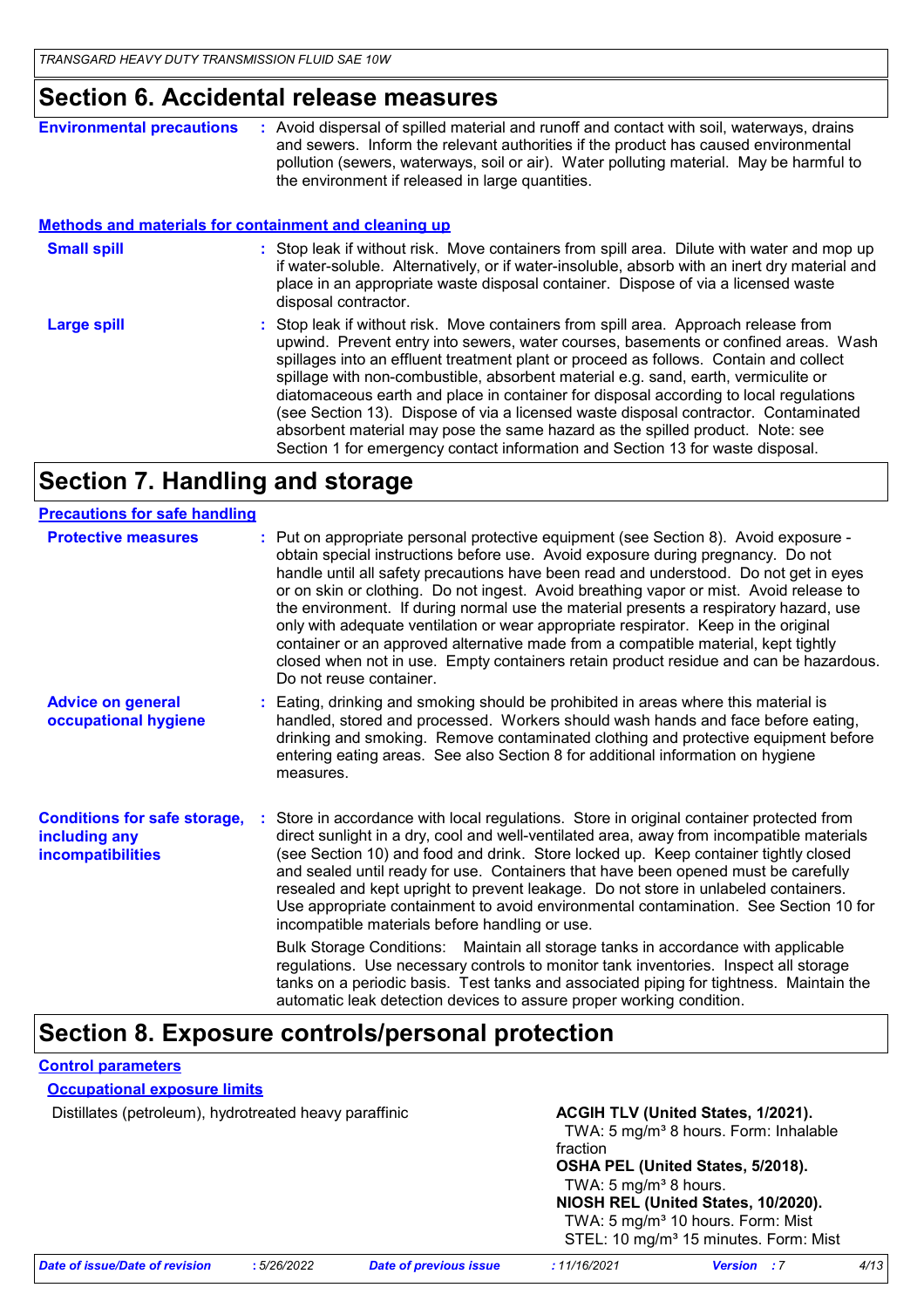## Section 6. Accidental release measures

**Environmental precautions** : Avoid dispersal of spilled material and runoff and contact with soil, waterways, drains and sewers. Inform the relevant authorities if the product has caused environmental pollution (sewers, waterways, soil or air). Water polluting material. May be harmful to the environment if released in large quantities.

### Methods and materials for containment and cleaning up

**Small spill** : Stop leak if without risk. Move containers from spill area. Dilute with water and mop up if water-soluble. Alternatively, or if water-insoluble, absorb with an inert dry material and place in an appropriate waste disposal container. Dispose of via a licensed waste disposal contractor.

**Large spill** : Stop leak if without risk. Move containers from spill area. Approach release from upwind. Prevent entry into sewers, water courses, basements or confined areas. Wash spillages into an effluent treatment plant or proceed as follows. Contain and collect spillage with non-combustible, absorbent material e.g. sand, earth, vermiculite or diatomaceous earth and place in container for disposal according to local regulations (see Section 13). Dispose of via a licensed waste disposal contractor. Contaminated absorbent material may pose the same hazard as the spilled product. Note: see Section 1 for emergency contact information and Section 13 for waste disposal.

## Section 7. Handling and storage

### Precautions for safe handling

**Protective measures** : Put on appropriate personal protective equipment (see Section 8). Avoid exposure - obtain special instructions before use. Avoid exposure during pregnancy. Do not handle until all safety precautions have been read and understood. Do not get in eyes or on skin or clothing. Do not ingest. Avoid breathing vapor or mist. Avoid release to the environment. If during normal use the material presents a respiratory hazard, use only with adequate ventilation or wear appropriate respirator. Keep in the original container or an approved alternative made from a compatible material, kept tightly closed when not in use. Empty containers retain product residue and can be hazardous. Do not reuse container.

**Advice on general occupational hygiene** : Eating, drinking and smoking should be prohibited in areas where this material is handled, stored and processed. Workers should wash hands and face before eating, drinking and smoking. Remove contaminated clothing and protective equipment before entering eating areas. See also Section 8 for additional information on hygiene measures.

**Conditions for safe storage, including any incompatibilities** : Store in accordance with local regulations. Store in original container protected from direct sunlight in a dry, cool and well-ventilated area, away from incompatible materials (see Section 10) and food and drink. Store locked up. Keep container tightly closed and sealed until ready for use. Containers that have been opened must be carefully resealed and kept upright to prevent leakage. Do not store in unlabeled containers. Use appropriate containment to avoid environmental contamination. See Section 10 for incompatible materials before handling or use.

Bulk Storage Conditions: Maintain all storage tanks in accordance with applicable regulations. Use necessary controls to monitor tank inventories. Inspect all storage tanks on a periodic basis. Test tanks and associated piping for tightness. Maintain the automatic leak detection devices to assure proper working condition.

## Section 8. Exposure controls/personal protection

### Control parameters

#### Occupational exposure limits

| Ingredient name | Exposure limits |
| --- | --- |
| Distillates (petroleum), hydrotreated heavy paraffinic | **ACGIH TLV (United States, 1/2021).**<br>TWA: 5 mg/m³ 8 hours. Form: Inhalable fraction<br>**OSHA PEL (United States, 5/2018).**<br>TWA: 5 mg/m³ 8 hours.<br>**NIOSH REL (United States, 10/2020).**<br>TWA: 5 mg/m³ 10 hours. Form: Mist<br>STEL: 10 mg/m³ 15 minutes. Form: Mist |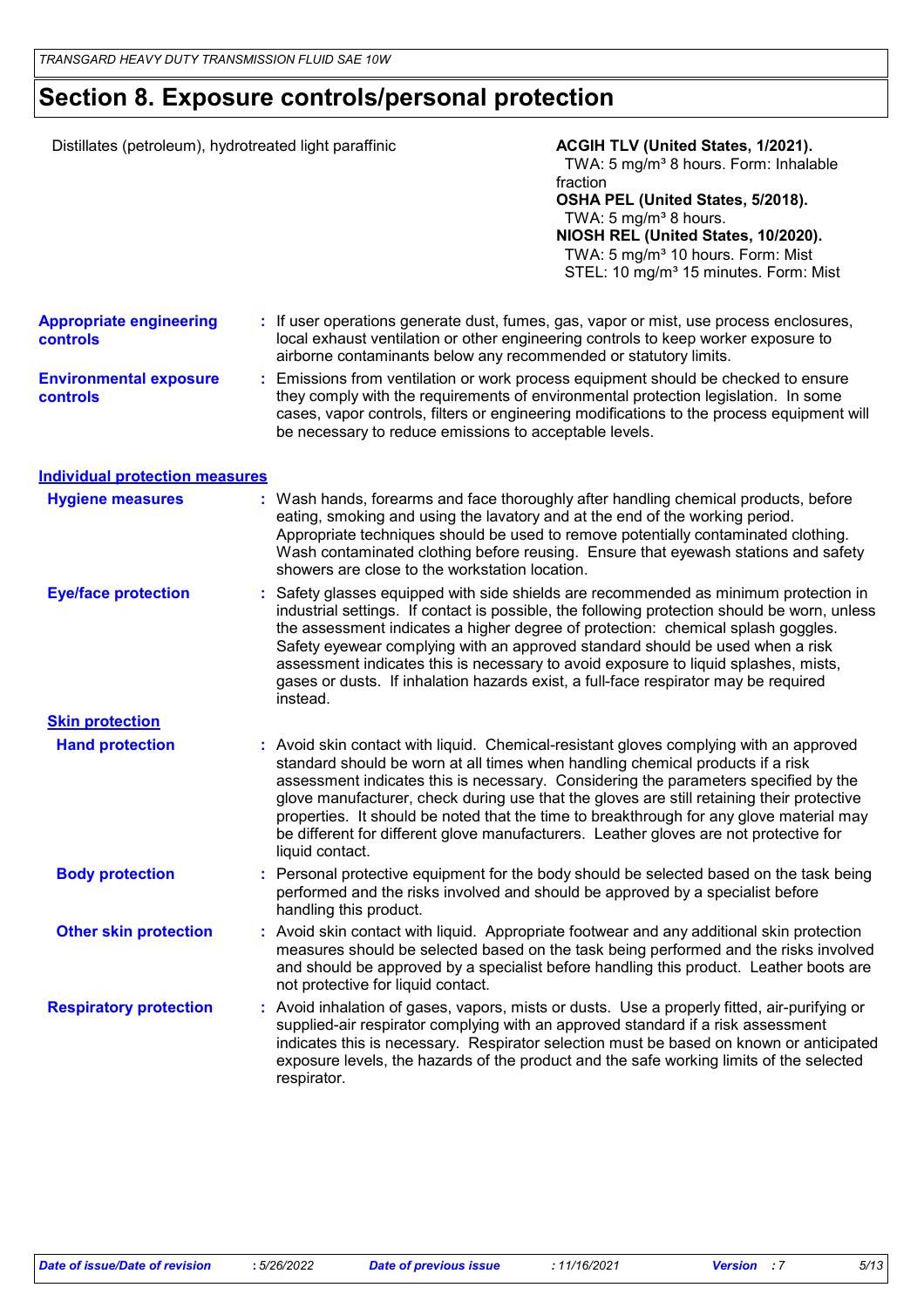# Section 8. Exposure controls/personal protection

| | |
|---|---|
| Distillates (petroleum), hydrotreated light paraffinic | **ACGIH TLV (United States, 1/2021).**<br>TWA: 5 mg/m³ 8 hours. Form: Inhalable fraction<br>**OSHA PEL (United States, 5/2018).**<br>TWA: 5 mg/m³ 8 hours.<br>**NIOSH REL (United States, 10/2020).**<br>TWA: 5 mg/m³ 10 hours. Form: Mist<br>STEL: 10 mg/m³ 15 minutes. Form: Mist |

**Appropriate engineering controls** : If user operations generate dust, fumes, gas, vapor or mist, use process enclosures, local exhaust ventilation or other engineering controls to keep worker exposure to airborne contaminants below any recommended or statutory limits.

**Environmental exposure controls** : Emissions from ventilation or work process equipment should be checked to ensure they comply with the requirements of environmental protection legislation. In some cases, vapor controls, filters or engineering modifications to the process equipment will be necessary to reduce emissions to acceptable levels.

## Individual protection measures

**Hygiene measures** : Wash hands, forearms and face thoroughly after handling chemical products, before eating, smoking and using the lavatory and at the end of the working period. Appropriate techniques should be used to remove potentially contaminated clothing. Wash contaminated clothing before reusing. Ensure that eyewash stations and safety showers are close to the workstation location.

**Eye/face protection** : Safety glasses equipped with side shields are recommended as minimum protection in industrial settings. If contact is possible, the following protection should be worn, unless the assessment indicates a higher degree of protection: chemical splash goggles. Safety eyewear complying with an approved standard should be used when a risk assessment indicates this is necessary to avoid exposure to liquid splashes, mists, gases or dusts. If inhalation hazards exist, a full-face respirator may be required instead.

### Skin protection

**Hand protection** : Avoid skin contact with liquid. Chemical-resistant gloves complying with an approved standard should be worn at all times when handling chemical products if a risk assessment indicates this is necessary. Considering the parameters specified by the glove manufacturer, check during use that the gloves are still retaining their protective properties. It should be noted that the time to breakthrough for any glove material may be different for different glove manufacturers. Leather gloves are not protective for liquid contact.

**Body protection** : Personal protective equipment for the body should be selected based on the task being performed and the risks involved and should be approved by a specialist before handling this product.

**Other skin protection** : Avoid skin contact with liquid. Appropriate footwear and any additional skin protection measures should be selected based on the task being performed and the risks involved and should be approved by a specialist before handling this product. Leather boots are not protective for liquid contact.

**Respiratory protection** : Avoid inhalation of gases, vapors, mists or dusts. Use a properly fitted, air-purifying or supplied-air respirator complying with an approved standard if a risk assessment indicates this is necessary. Respirator selection must be based on known or anticipated exposure levels, the hazards of the product and the safe working limits of the selected respirator.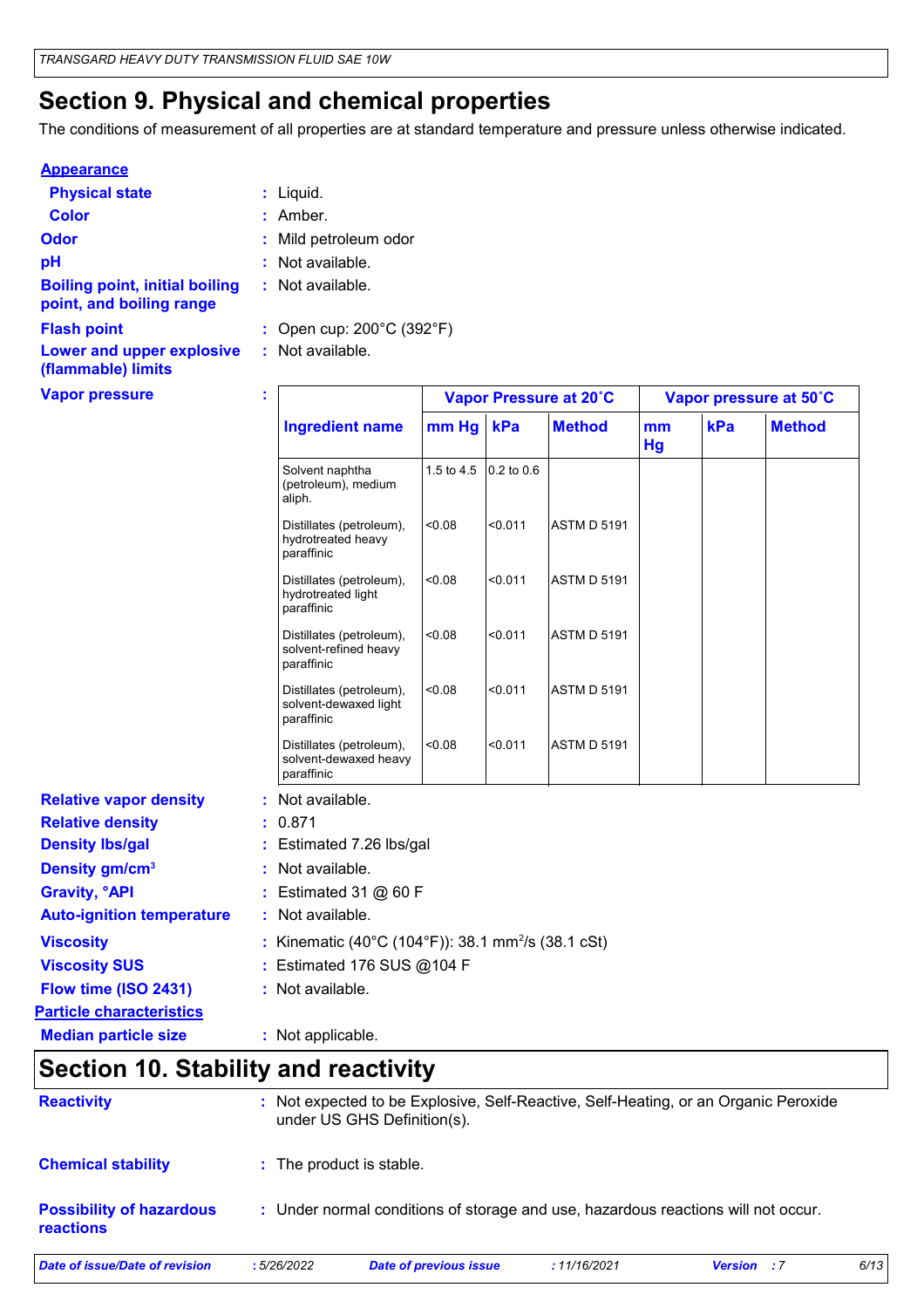# Section 9. Physical and chemical properties

The conditions of measurement of all properties are at standard temperature and pressure unless otherwise indicated.

**Appearance**

**Physical state** : Liquid.

**Color** : Amber.

**Odor** : Mild petroleum odor

**pH** : Not available.

**Boiling point, initial boiling point, and boiling range** : Not available.

**Flash point** : Open cup: 200°C (392°F)

**Lower and upper explosive (flammable) limits** : Not available.

**Vapor pressure** :

| | Vapor Pressure at 20˚C | | | Vapor pressure at 50˚C | | |
|---|---|---|---|---|---|---|
| **Ingredient name** | **mm Hg** | **kPa** | **Method** | **mm Hg** | **kPa** | **Method** |
| Solvent naphtha (petroleum), medium aliph. | 1.5 to 4.5 | 0.2 to 0.6 | | | | |
| Distillates (petroleum), hydrotreated heavy paraffinic | <0.08 | <0.011 | ASTM D 5191 | | | |
| Distillates (petroleum), hydrotreated light paraffinic | <0.08 | <0.011 | ASTM D 5191 | | | |
| Distillates (petroleum), solvent-refined heavy paraffinic | <0.08 | <0.011 | ASTM D 5191 | | | |
| Distillates (petroleum), solvent-dewaxed light paraffinic | <0.08 | <0.011 | ASTM D 5191 | | | |
| Distillates (petroleum), solvent-dewaxed heavy paraffinic | <0.08 | <0.011 | ASTM D 5191 | | | |

**Relative vapor density** : Not available.

**Relative density** : 0.871

**Density lbs/gal** : Estimated 7.26 lbs/gal

**Density gm/cm$^3$** : Not available.

**Gravity, °API** : Estimated 31 @ 60 F

**Auto-ignition temperature** : Not available.

**Viscosity** : Kinematic (40°C (104°F)): 38.1 mm$^2$/s (38.1 cSt)

**Viscosity SUS** : Estimated 176 SUS @104 F

**Flow time (ISO 2431)** : Not available.

**Particle characteristics**

**Median particle size** : Not applicable.

# Section 10. Stability and reactivity

**Reactivity** : Not expected to be Explosive, Self-Reactive, Self-Heating, or an Organic Peroxide under US GHS Definition(s).

**Chemical stability** : The product is stable.

**Possibility of hazardous reactions** : Under normal conditions of storage and use, hazardous reactions will not occur.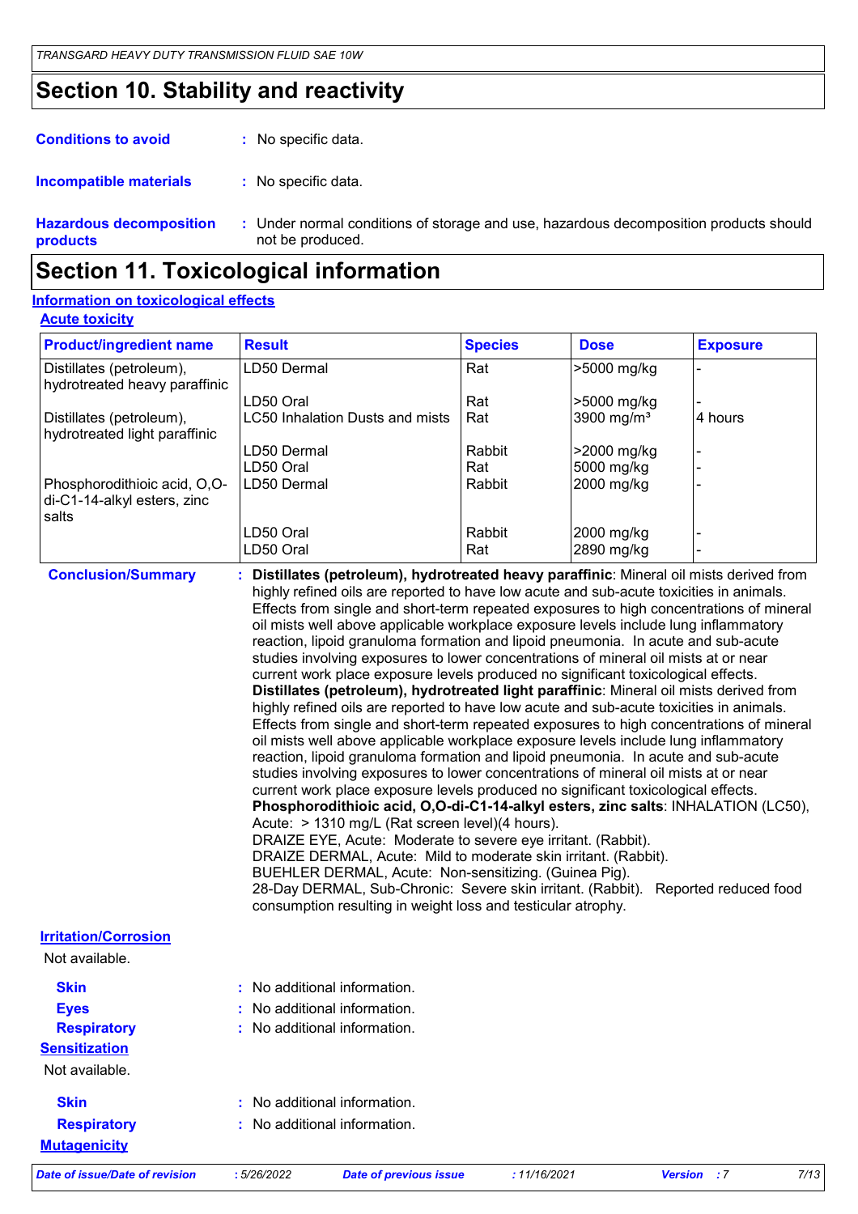# Section 10. Stability and reactivity

**Conditions to avoid** : No specific data.

**Incompatible materials** : No specific data.

**Hazardous decomposition products** : Under normal conditions of storage and use, hazardous decomposition products should not be produced.

# Section 11. Toxicological information

## Information on toxicological effects

### Acute toxicity

| Product/ingredient name | Result | Species | Dose | Exposure |
|---|---|---|---|---|
| Distillates (petroleum), hydrotreated heavy paraffinic | LD50 Dermal | Rat | >5000 mg/kg | - |
| | LD50 Oral | Rat | >5000 mg/kg | - |
| Distillates (petroleum), hydrotreated light paraffinic | LC50 Inhalation Dusts and mists | Rat | 3900 mg/m³ | 4 hours |
| | LD50 Dermal | Rabbit | >2000 mg/kg | - |
| | LD50 Oral | Rat | 5000 mg/kg | - |
| Phosphorodithioic acid, O,O-di-C1-14-alkyl esters, zinc salts | LD50 Dermal | Rabbit | 2000 mg/kg | - |
| | LD50 Oral | Rabbit | 2000 mg/kg | - |
| | LD50 Oral | Rat | 2890 mg/kg | - |

**Conclusion/Summary** : **Distillates (petroleum), hydrotreated heavy paraffinic**: Mineral oil mists derived from highly refined oils are reported to have low acute and sub-acute toxicities in animals. Effects from single and short-term repeated exposures to high concentrations of mineral oil mists well above applicable workplace exposure levels include lung inflammatory reaction, lipoid granuloma formation and lipoid pneumonia. In acute and sub-acute studies involving exposures to lower concentrations of mineral oil mists at or near current work place exposure levels produced no significant toxicological effects.
**Distillates (petroleum), hydrotreated light paraffinic**: Mineral oil mists derived from highly refined oils are reported to have low acute and sub-acute toxicities in animals. Effects from single and short-term repeated exposures to high concentrations of mineral oil mists well above applicable workplace exposure levels include lung inflammatory reaction, lipoid granuloma formation and lipoid pneumonia. In acute and sub-acute studies involving exposures to lower concentrations of mineral oil mists at or near current work place exposure levels produced no significant toxicological effects.
**Phosphorodithioic acid, O,O-di-C1-14-alkyl esters, zinc salts**: INHALATION (LC50), Acute: > 1310 mg/L (Rat screen level)(4 hours).
DRAIZE EYE, Acute: Moderate to severe eye irritant. (Rabbit).
DRAIZE DERMAL, Acute: Mild to moderate skin irritant. (Rabbit).
BUEHLER DERMAL, Acute: Non-sensitizing. (Guinea Pig).
28-Day DERMAL, Sub-Chronic: Severe skin irritant. (Rabbit). Reported reduced food consumption resulting in weight loss and testicular atrophy.

### Irritation/Corrosion

Not available.

**Skin** : No additional information.

**Eyes** : No additional information.

**Respiratory** : No additional information.

### Sensitization

Not available.

**Skin** : No additional information.

**Respiratory** : No additional information.

### Mutagenicity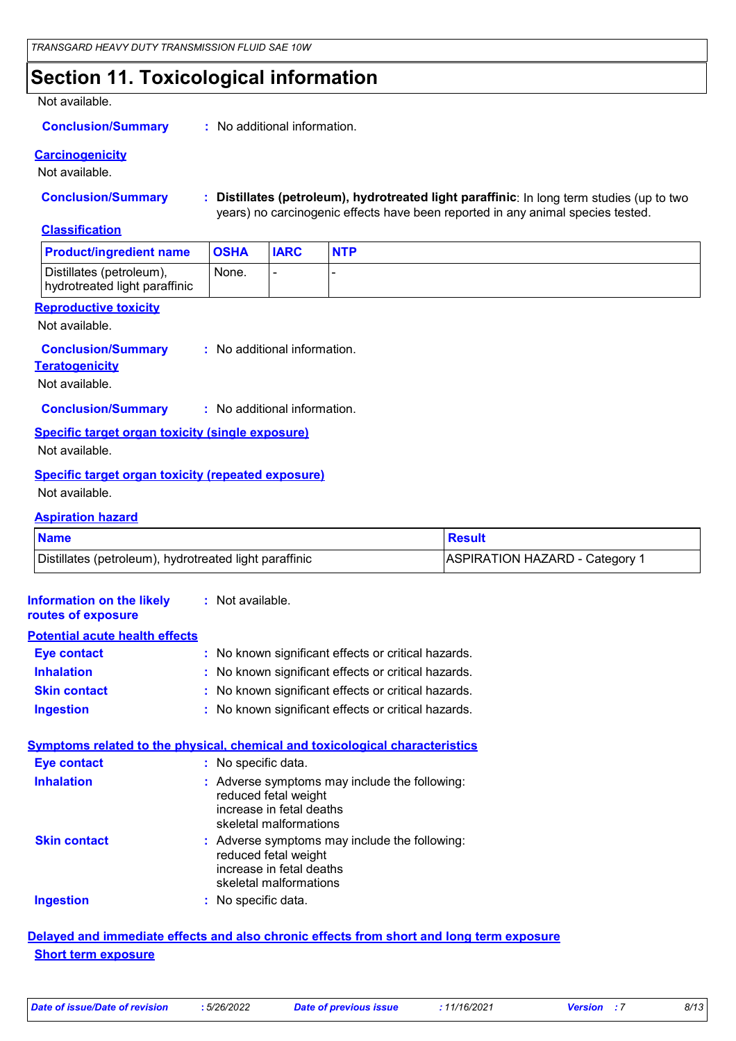# Section 11. Toxicological information

Not available.

**Conclusion/Summary** : No additional information.

**Carcinogenicity**

Not available.

**Conclusion/Summary** : **Distillates (petroleum), hydrotreated light paraffinic**: In long term studies (up to two years) no carcinogenic effects have been reported in any animal species tested.

**Classification**

| Product/ingredient name | OSHA | IARC | NTP |
|---|---|---|---|
| Distillates (petroleum), hydrotreated light paraffinic | None. | - | - |

**Reproductive toxicity**

Not available.

**Conclusion/Summary** : No additional information.

**Teratogenicity**

Not available.

**Conclusion/Summary** : No additional information.

**Specific target organ toxicity (single exposure)**

Not available.

**Specific target organ toxicity (repeated exposure)**

Not available.

**Aspiration hazard**

| Name | Result |
|---|---|
| Distillates (petroleum), hydrotreated light paraffinic | ASPIRATION HAZARD - Category 1 |

**Information on the likely routes of exposure** : Not available.

**Potential acute health effects**

**Eye contact** : No known significant effects or critical hazards.

**Inhalation** : No known significant effects or critical hazards.

**Skin contact** : No known significant effects or critical hazards.

**Ingestion** : No known significant effects or critical hazards.

**Symptoms related to the physical, chemical and toxicological characteristics**

**Eye contact** : No specific data.

**Inhalation** : Adverse symptoms may include the following:
reduced fetal weight
increase in fetal deaths
skeletal malformations

**Skin contact** : Adverse symptoms may include the following:
reduced fetal weight
increase in fetal deaths
skeletal malformations

**Ingestion** : No specific data.

**Delayed and immediate effects and also chronic effects from short and long term exposure**

**Short term exposure**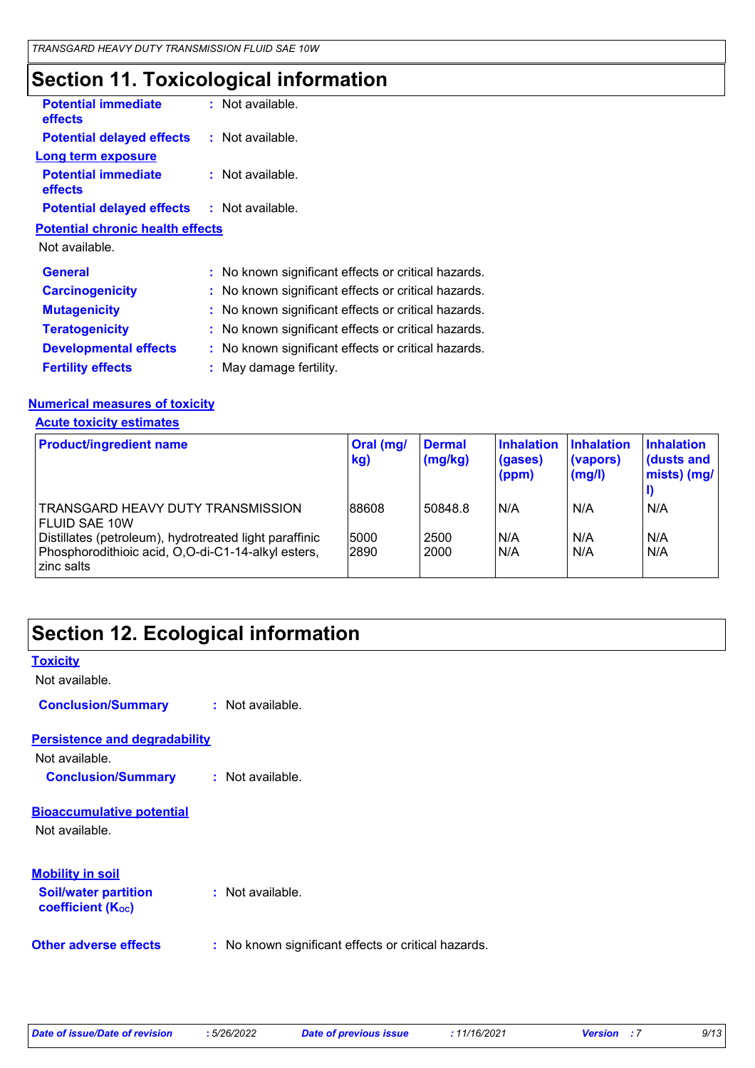# Section 11. Toxicological information

**Potential immediate effects** : Not available.

**Potential delayed effects** : Not available.

**Long term exposure**

**Potential immediate effects** : Not available.

**Potential delayed effects** : Not available.

**Potential chronic health effects**

Not available.

**General** : No known significant effects or critical hazards.

**Carcinogenicity** : No known significant effects or critical hazards.

**Mutagenicity** : No known significant effects or critical hazards.

**Teratogenicity** : No known significant effects or critical hazards.

**Developmental effects** : No known significant effects or critical hazards.

**Fertility effects** : May damage fertility.

**Numerical measures of toxicity**

**Acute toxicity estimates**

| Product/ingredient name | Oral (mg/kg) | Dermal (mg/kg) | Inhalation (gases) (ppm) | Inhalation (vapors) (mg/l) | Inhalation (dusts and mists) (mg/l) |
|---|---|---|---|---|---|
| TRANSGARD HEAVY DUTY TRANSMISSION FLUID SAE 10W | 88608 | 50848.8 | N/A | N/A | N/A |
| Distillates (petroleum), hydrotreated light paraffinic | 5000 | 2500 | N/A | N/A | N/A |
| Phosphorodithioic acid, O,O-di-C1-14-alkyl esters, zinc salts | 2890 | 2000 | N/A | N/A | N/A |

# Section 12. Ecological information

**Toxicity**

Not available.

**Conclusion/Summary** : Not available.

**Persistence and degradability**

Not available.

**Conclusion/Summary** : Not available.

**Bioaccumulative potential**

Not available.

**Mobility in soil**

**Soil/water partition coefficient ($K_{OC}$)** : Not available.

**Other adverse effects** : No known significant effects or critical hazards.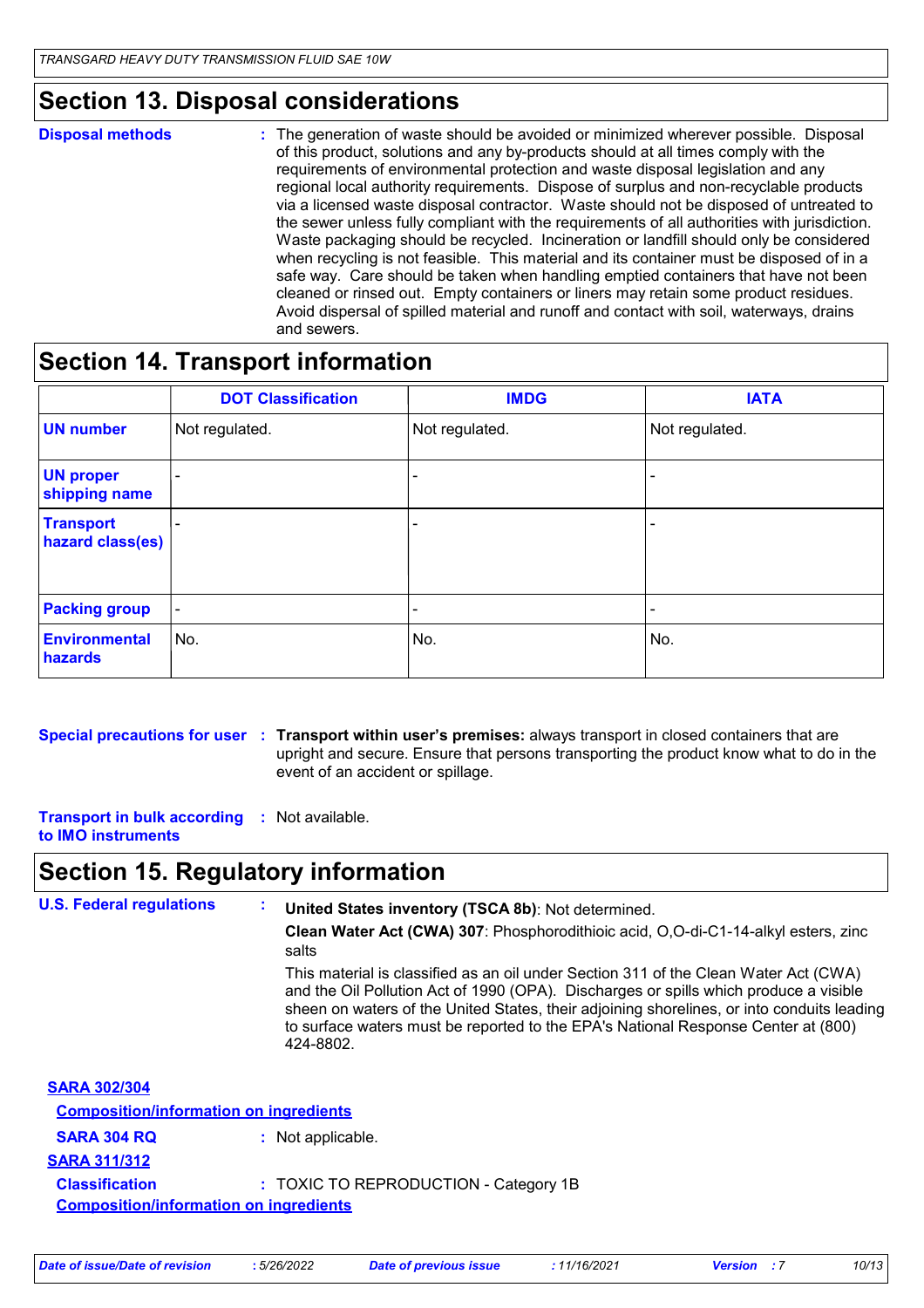## Section 13. Disposal considerations

**Disposal methods** : The generation of waste should be avoided or minimized wherever possible. Disposal of this product, solutions and any by-products should at all times comply with the requirements of environmental protection and waste disposal legislation and any regional local authority requirements. Dispose of surplus and non-recyclable products via a licensed waste disposal contractor. Waste should not be disposed of untreated to the sewer unless fully compliant with the requirements of all authorities with jurisdiction. Waste packaging should be recycled. Incineration or landfill should only be considered when recycling is not feasible. This material and its container must be disposed of in a safe way. Care should be taken when handling emptied containers that have not been cleaned or rinsed out. Empty containers or liners may retain some product residues. Avoid dispersal of spilled material and runoff and contact with soil, waterways, drains and sewers.

## Section 14. Transport information

| | DOT Classification | IMDG | IATA |
|---|---|---|---|
| **UN number** | Not regulated. | Not regulated. | Not regulated. |
| **UN proper shipping name** | - | - | - |
| **Transport hazard class(es)** | - | - | - |
| **Packing group** | - | - | - |
| **Environmental hazards** | No. | No. | No. |

**Special precautions for user** : **Transport within user's premises:** always transport in closed containers that are upright and secure. Ensure that persons transporting the product know what to do in the event of an accident or spillage.

**Transport in bulk according to IMO instruments** : Not available.

## Section 15. Regulatory information

**U.S. Federal regulations** : **United States inventory (TSCA 8b)**: Not determined.

**Clean Water Act (CWA) 307**: Phosphorodithioic acid, O,O-di-C1-14-alkyl esters, zinc salts

This material is classified as an oil under Section 311 of the Clean Water Act (CWA) and the Oil Pollution Act of 1990 (OPA). Discharges or spills which produce a visible sheen on waters of the United States, their adjoining shorelines, or into conduits leading to surface waters must be reported to the EPA's National Response Center at (800) 424-8802.

**SARA 302/304**

**Composition/information on ingredients**

**SARA 304 RQ** : Not applicable.

**SARA 311/312**

**Classification** : TOXIC TO REPRODUCTION - Category 1B

**Composition/information on ingredients**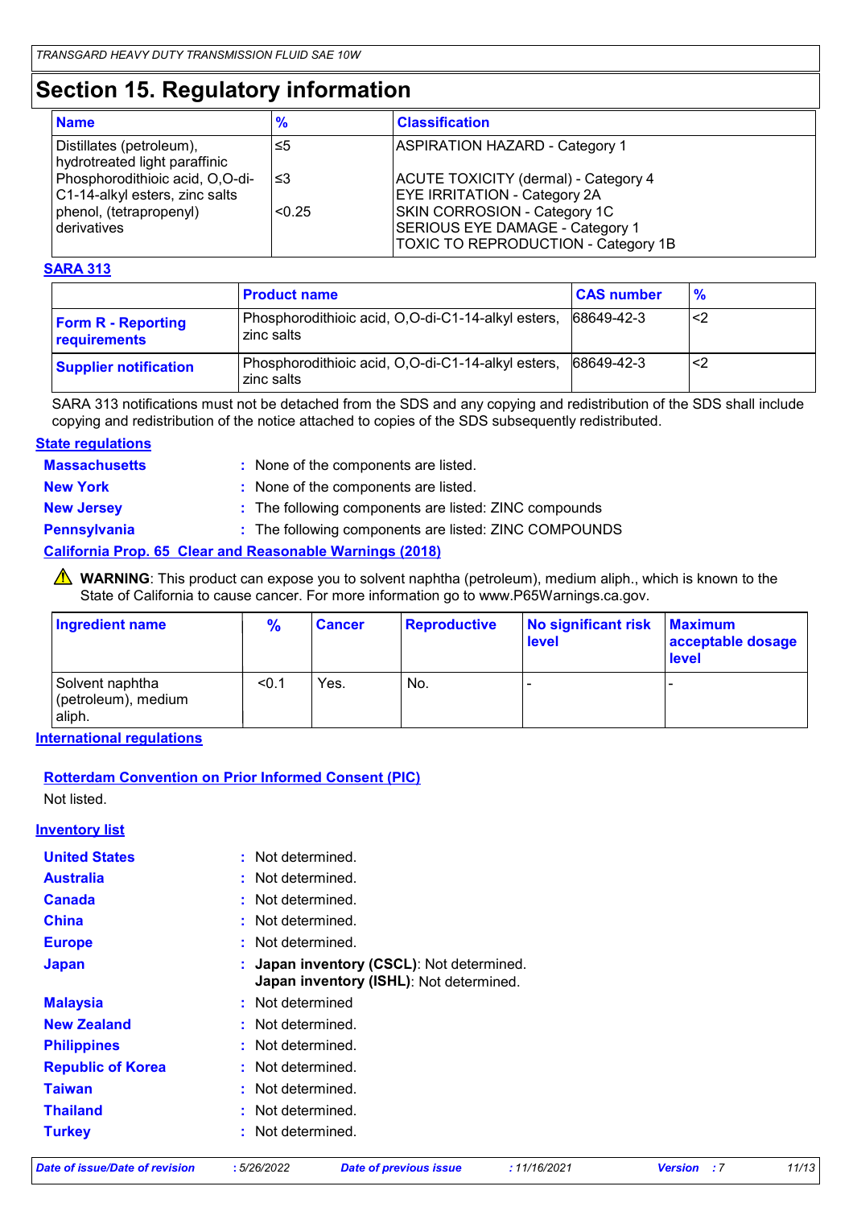# Section 15. Regulatory information

| Name | % | Classification |
|---|---|---|
| Distillates (petroleum), hydrotreated light paraffinic | ≤5 | ASPIRATION HAZARD - Category 1 |
| Phosphorodithioic acid, O,O-di-C1-14-alkyl esters, zinc salts | ≤3 | ACUTE TOXICITY (dermal) - Category 4<br>EYE IRRITATION - Category 2A |
| phenol, (tetrapropenyl) derivatives | <0.25 | SKIN CORROSION - Category 1C<br>SERIOUS EYE DAMAGE - Category 1<br>TOXIC TO REPRODUCTION - Category 1B |

**SARA 313**

| | Product name | CAS number | % |
|---|---|---|---|
| **Form R - Reporting requirements** | Phosphorodithioic acid, O,O-di-C1-14-alkyl esters, zinc salts | 68649-42-3 | <2 |
| **Supplier notification** | Phosphorodithioic acid, O,O-di-C1-14-alkyl esters, zinc salts | 68649-42-3 | <2 |

SARA 313 notifications must not be detached from the SDS and any copying and redistribution of the SDS shall include copying and redistribution of the notice attached to copies of the SDS subsequently redistributed.

**State regulations**

**Massachusetts** : None of the components are listed.

**New York** : None of the components are listed.

**New Jersey** : The following components are listed: ZINC compounds

**Pennsylvania** : The following components are listed: ZINC COMPOUNDS

**California Prop. 65 Clear and Reasonable Warnings (2018)**

⚠ **WARNING**: This product can expose you to solvent naphtha (petroleum), medium aliph., which is known to the State of California to cause cancer. For more information go to www.P65Warnings.ca.gov.

| Ingredient name | % | Cancer | Reproductive | No significant risk level | Maximum acceptable dosage level |
|---|---|---|---|---|---|
| Solvent naphtha (petroleum), medium aliph. | <0.1 | Yes. | No. | - | - |

**International regulations**

**Rotterdam Convention on Prior Informed Consent (PIC)**

Not listed.

**Inventory list**

**United States** : Not determined.

**Australia** : Not determined.

**Canada** : Not determined.

**China** : Not determined.

**Europe** : Not determined.

**Japan** : **Japan inventory (CSCL)**: Not determined.
**Japan inventory (ISHL)**: Not determined.

**Malaysia** : Not determined

**New Zealand** : Not determined.

**Philippines** : Not determined.

**Republic of Korea** : Not determined.

**Taiwan** : Not determined.

**Thailand** : Not determined.

**Turkey** : Not determined.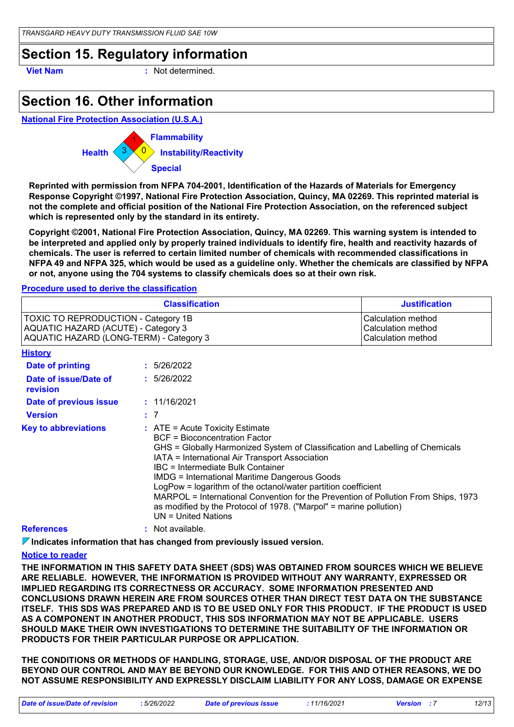## Section 15. Regulatory information

**Viet Nam** : Not determined.

## Section 16. Other information

**National Fire Protection Association (U.S.A.)**

Flammability: 1
Health: 3
Instability/Reactivity: 0
Special

**Reprinted with permission from NFPA 704-2001, Identification of the Hazards of Materials for Emergency Response Copyright ©1997, National Fire Protection Association, Quincy, MA 02269. This reprinted material is not the complete and official position of the National Fire Protection Association, on the referenced subject which is represented only by the standard in its entirety.**

**Copyright ©2001, National Fire Protection Association, Quincy, MA 02269. This warning system is intended to be interpreted and applied only by properly trained individuals to identify fire, health and reactivity hazards of chemicals. The user is referred to certain limited number of chemicals with recommended classifications in NFPA 49 and NFPA 325, which would be used as a guideline only. Whether the chemicals are classified by NFPA or not, anyone using the 704 systems to classify chemicals does so at their own risk.**

**Procedure used to derive the classification**

| Classification | Justification |
| --- | --- |
| TOXIC TO REPRODUCTION - Category 1B | Calculation method |
| AQUATIC HAZARD (ACUTE) - Category 3 | Calculation method |
| AQUATIC HAZARD (LONG-TERM) - Category 3 | Calculation method |

**History**

**Date of printing** : 5/26/2022

**Date of issue/Date of revision** : 5/26/2022

**Date of previous issue** : 11/16/2021

**Version** : 7

**Key to abbreviations** :
ATE = Acute Toxicity Estimate
BCF = Bioconcentration Factor
GHS = Globally Harmonized System of Classification and Labelling of Chemicals
IATA = International Air Transport Association
IBC = Intermediate Bulk Container
IMDG = International Maritime Dangerous Goods
LogPow = logarithm of the octanol/water partition coefficient
MARPOL = International Convention for the Prevention of Pollution From Ships, 1973 as modified by the Protocol of 1978. ("Marpol" = marine pollution)
UN = United Nations

**References** : Not available.

**Indicates information that has changed from previously issued version.**

**Notice to reader**

**THE INFORMATION IN THIS SAFETY DATA SHEET (SDS) WAS OBTAINED FROM SOURCES WHICH WE BELIEVE ARE RELIABLE. HOWEVER, THE INFORMATION IS PROVIDED WITHOUT ANY WARRANTY, EXPRESSED OR IMPLIED REGARDING ITS CORRECTNESS OR ACCURACY. SOME INFORMATION PRESENTED AND CONCLUSIONS DRAWN HEREIN ARE FROM SOURCES OTHER THAN DIRECT TEST DATA ON THE SUBSTANCE ITSELF. THIS SDS WAS PREPARED AND IS TO BE USED ONLY FOR THIS PRODUCT. IF THE PRODUCT IS USED AS A COMPONENT IN ANOTHER PRODUCT, THIS SDS INFORMATION MAY NOT BE APPLICABLE. USERS SHOULD MAKE THEIR OWN INVESTIGATIONS TO DETERMINE THE SUITABILITY OF THE INFORMATION OR PRODUCTS FOR THEIR PARTICULAR PURPOSE OR APPLICATION.**

**THE CONDITIONS OR METHODS OF HANDLING, STORAGE, USE, AND/OR DISPOSAL OF THE PRODUCT ARE BEYOND OUR CONTROL AND MAY BE BEYOND OUR KNOWLEDGE. FOR THIS AND OTHER REASONS, WE DO NOT ASSUME RESPONSIBILITY AND EXPRESSLY DISCLAIM LIABILITY FOR ANY LOSS, DAMAGE OR EXPENSE**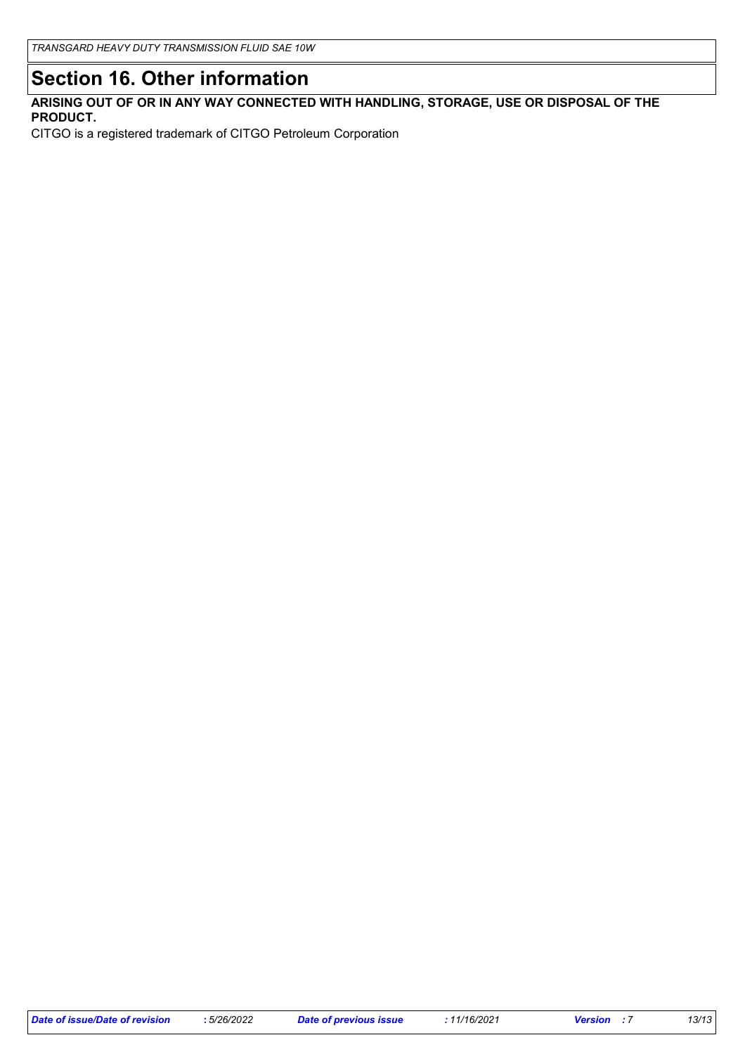## Section 16. Other information

**ARISING OUT OF OR IN ANY WAY CONNECTED WITH HANDLING, STORAGE, USE OR DISPOSAL OF THE PRODUCT.**

CITGO is a registered trademark of CITGO Petroleum Corporation